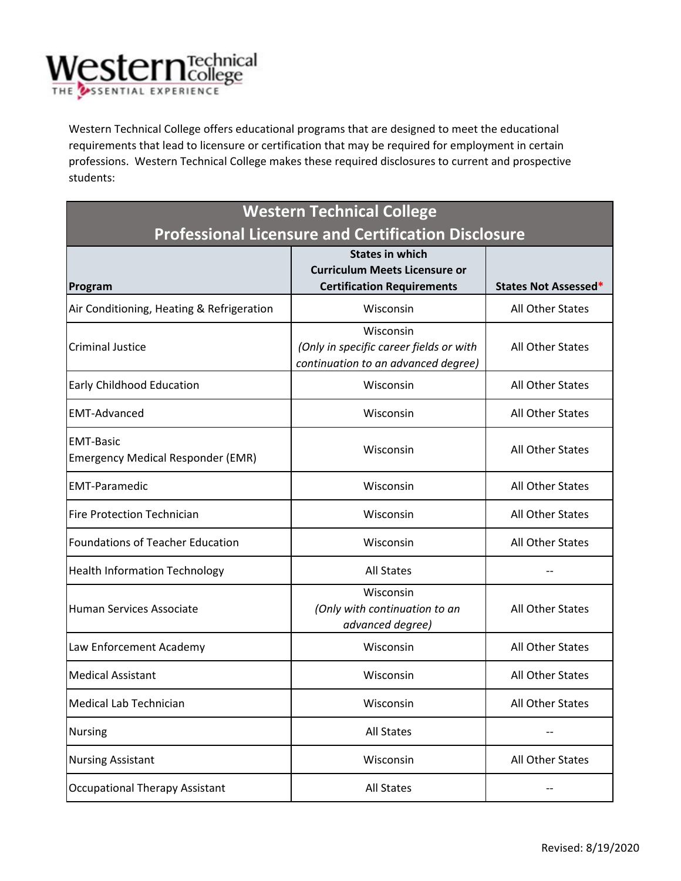Western Technical College offers educational programs that are designed to meet the educational requirements that lead to licensure or certification that may be required for employment in certain professions. Western Technical College makes these required disclosures to current and prospective students:

## Western Technical College Professional Licensure and Certification Disclosure

| Program | States in which Curriculum Meets Licensure or Certification Requirements | States Not Assessed* |
|---|---|---|
| Air Conditioning, Heating & Refrigeration | Wisconsin | All Other States |
| Criminal Justice | Wisconsin *(Only in specific career fields or with continuation to an advanced degree)* | All Other States |
| Early Childhood Education | Wisconsin | All Other States |
| EMT-Advanced | Wisconsin | All Other States |
| EMT-Basic Emergency Medical Responder (EMR) | Wisconsin | All Other States |
| EMT-Paramedic | Wisconsin | All Other States |
| Fire Protection Technician | Wisconsin | All Other States |
| Foundations of Teacher Education | Wisconsin | All Other States |
| Health Information Technology | All States | -- |
| Human Services Associate | Wisconsin *(Only with continuation to an advanced degree)* | All Other States |
| Law Enforcement Academy | Wisconsin | All Other States |
| Medical Assistant | Wisconsin | All Other States |
| Medical Lab Technician | Wisconsin | All Other States |
| Nursing | All States | -- |
| Nursing Assistant | Wisconsin | All Other States |
| Occupational Therapy Assistant | All States | -- |

Revised: 8/19/2020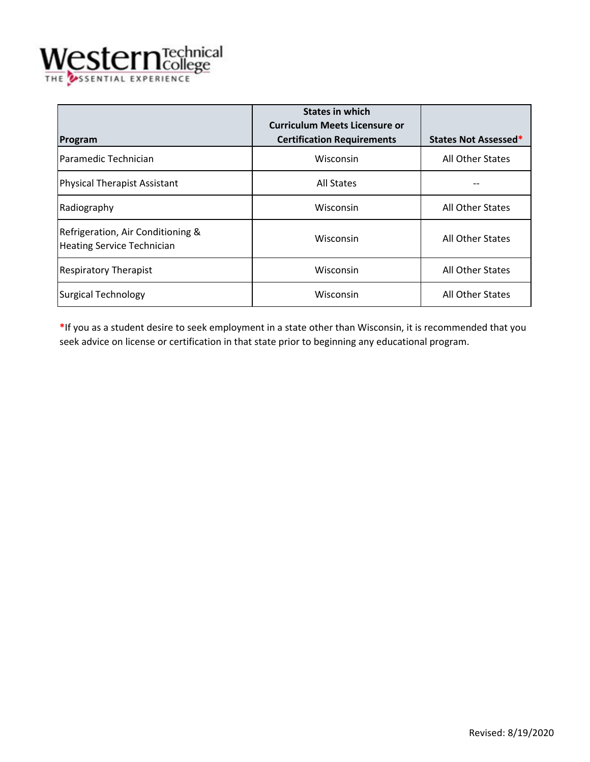| Program | States in which Curriculum Meets Licensure or Certification Requirements | States Not Assessed* |
|---|---|---|
| Paramedic Technician | Wisconsin | All Other States |
| Physical Therapist Assistant | All States | -- |
| Radiography | Wisconsin | All Other States |
| Refrigeration, Air Conditioning & Heating Service Technician | Wisconsin | All Other States |
| Respiratory Therapist | Wisconsin | All Other States |
| Surgical Technology | Wisconsin | All Other States |

*If you as a student desire to seek employment in a state other than Wisconsin, it is recommended that you seek advice on license or certification in that state prior to beginning any educational program.

Revised: 8/19/2020